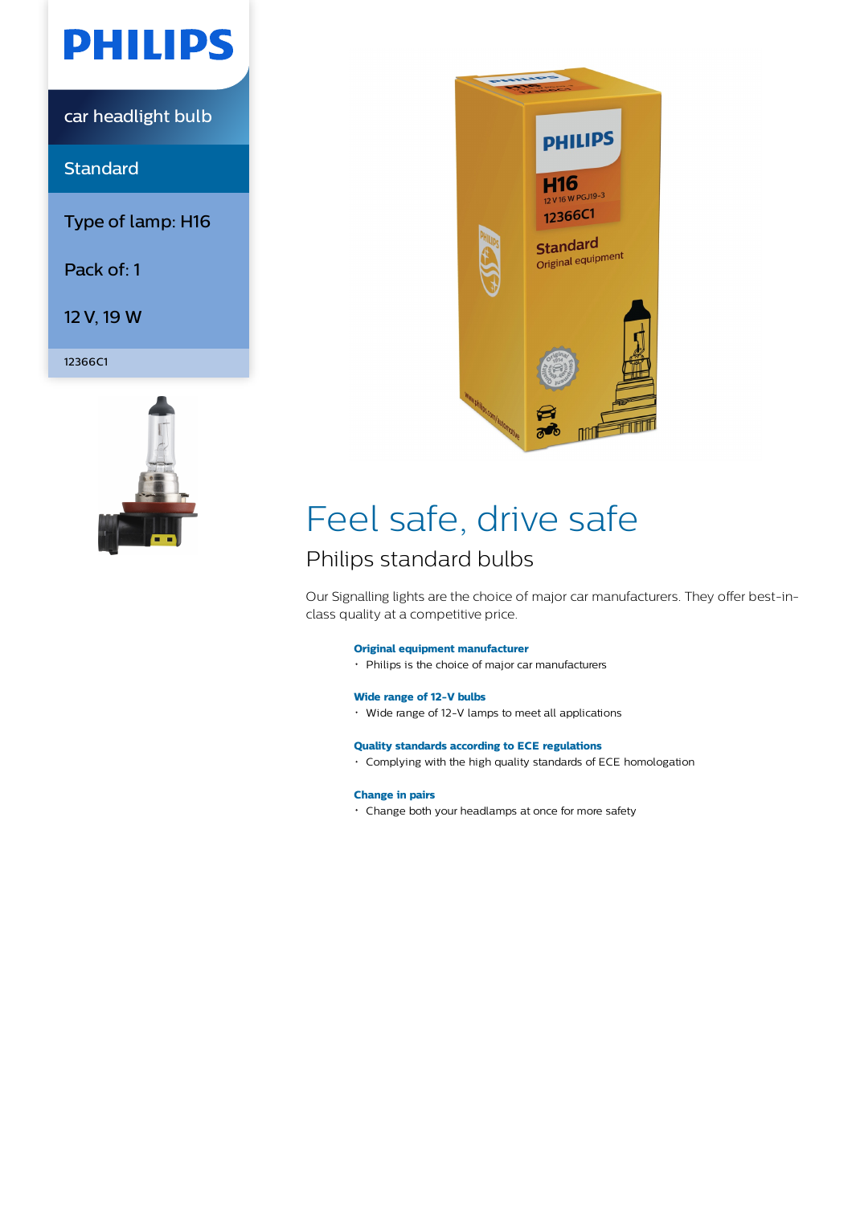PHILIPS

car headlight bulb

Standard

Type of lamp: H16

Pack of: 1

12 V, 19 W

12366C1

# Feel safe, drive safe

## Philips standard bulbs

Our Signalling lights are the choice of major car manufacturers. They offer best-in-class quality at a competitive price.

**Original equipment manufacturer**

- Philips is the choice of major car manufacturers

**Wide range of 12-V bulbs**

- Wide range of 12-V lamps to meet all applications

**Quality standards according to ECE regulations**

- Complying with the high quality standards of ECE homologation

**Change in pairs**

- Change both your headlamps at once for more safety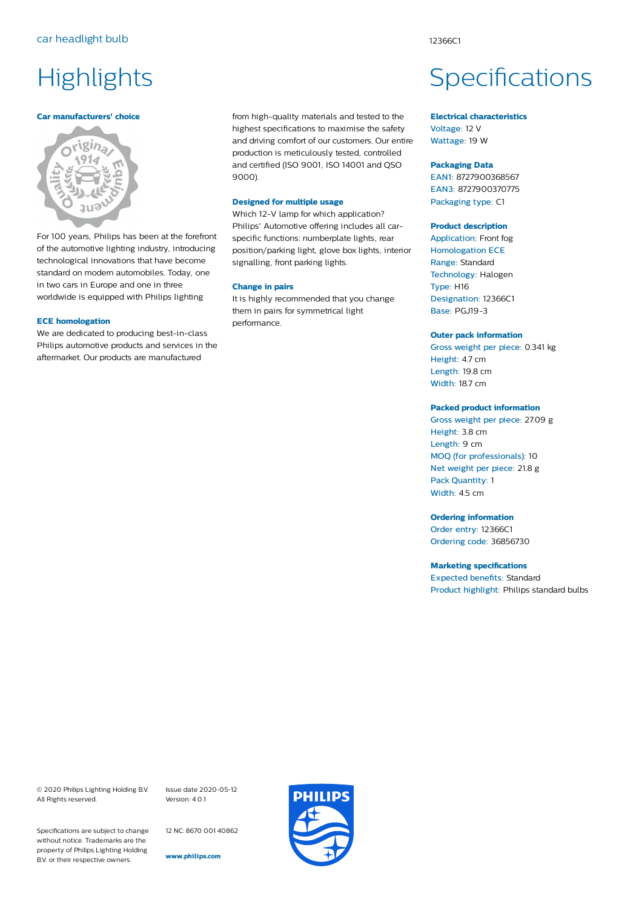car headlight bulb

12366C1

# Highlights

### Car manufacturers' choice

For 100 years, Philips has been at the forefront of the automotive lighting industry, introducing technological innovations that have become standard on modern automobiles. Today, one in two cars in Europe and one in three worldwide is equipped with Philips lighting

### ECE homologation

We are dedicated to producing best-in-class Philips automotive products and services in the aftermarket. Our products are manufactured from high-quality materials and tested to the highest specifications to maximise the safety and driving comfort of our customers. Our entire production is meticulously tested, controlled and certified (ISO 9001, ISO 14001 and QSO 9000).

### Designed for multiple usage

Which 12-V lamp for which application? Philips' Automotive offering includes all car-specific functions: numberplate lights, rear position/parking light, glove box lights, interior signalling, front parking lights.

### Change in pairs

It is highly recommended that you change them in pairs for symmetrical light performance.

# Specifications

### Electrical characteristics

Voltage: 12 V
Wattage: 19 W

### Packaging Data

EAN1: 8727900368567
EAN3: 8727900370775
Packaging type: C1

### Product description

Application: Front fog
Homologation ECE
Range: Standard
Technology: Halogen
Type: H16
Designation: 12366C1
Base: PGJ19-3

### Outer pack information

Gross weight per piece: 0.341 kg
Height: 4.7 cm
Length: 19.8 cm
Width: 18.7 cm

### Packed product information

Gross weight per piece: 27.09 g
Height: 3.8 cm
Length: 9 cm
MOQ (for professionals): 10
Net weight per piece: 21.8 g
Pack Quantity: 1
Width: 4.5 cm

### Ordering information

Order entry: 12366C1
Ordering code: 36856730

### Marketing specifications

Expected benefits: Standard
Product highlight: Philips standard bulbs

© 2020 Philips Lighting Holding B.V.
All Rights reserved.

Issue date 2020-05-12
Version: 4.0.1

Specifications are subject to change without notice. Trademarks are the property of Philips Lighting Holding B.V. or their respective owners.

12 NC: 8670 001 40862

www.philips.com